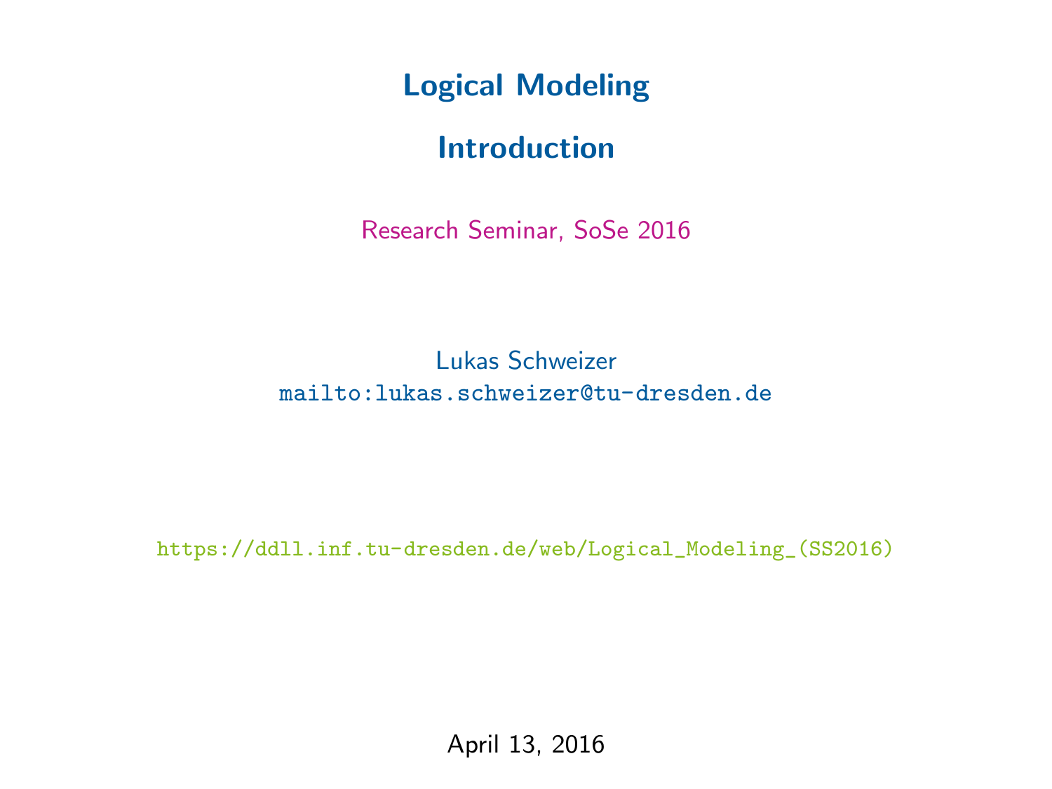# Logical Modeling

## Introduction

Research Seminar, SoSe 2016

Lukas Schweizer
mailto:lukas.schweizer@tu-dresden.de

https://ddll.inf.tu-dresden.de/web/Logical_Modeling_(SS2016)

April 13, 2016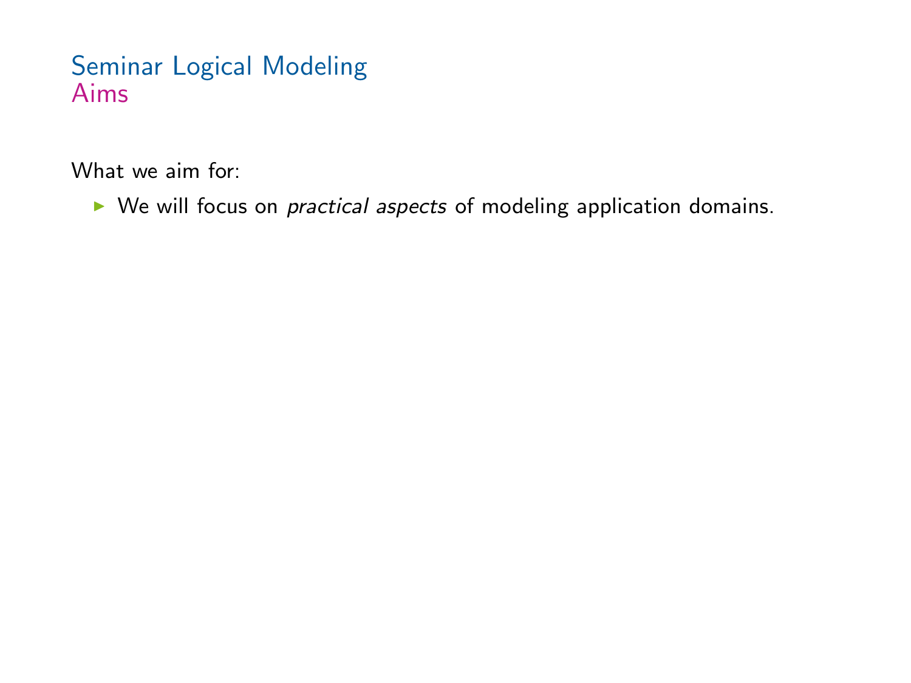# Seminar Logical Modeling
## Aims

What we aim for:

- We will focus on *practical aspects* of modeling application domains.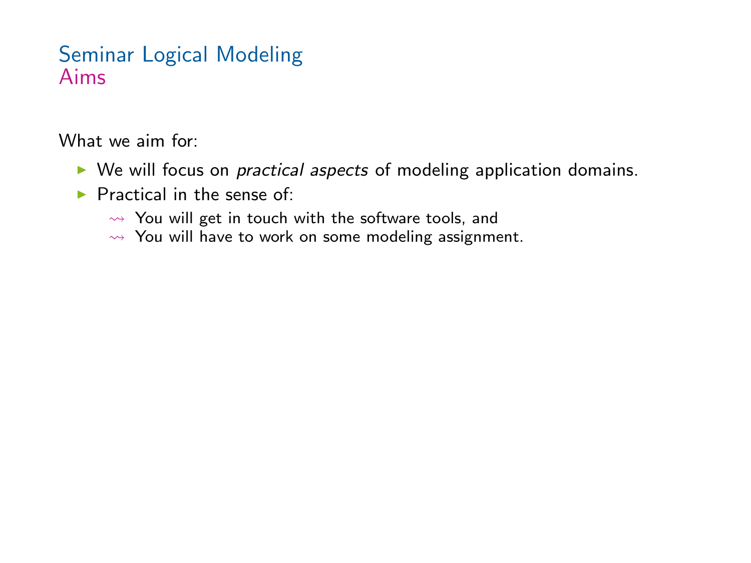# Seminar Logical Modeling
## Aims

What we aim for:

- We will focus on *practical aspects* of modeling application domains.
- Practical in the sense of:
  - ⇝ You will get in touch with the software tools, and
  - ⇝ You will have to work on some modeling assignment.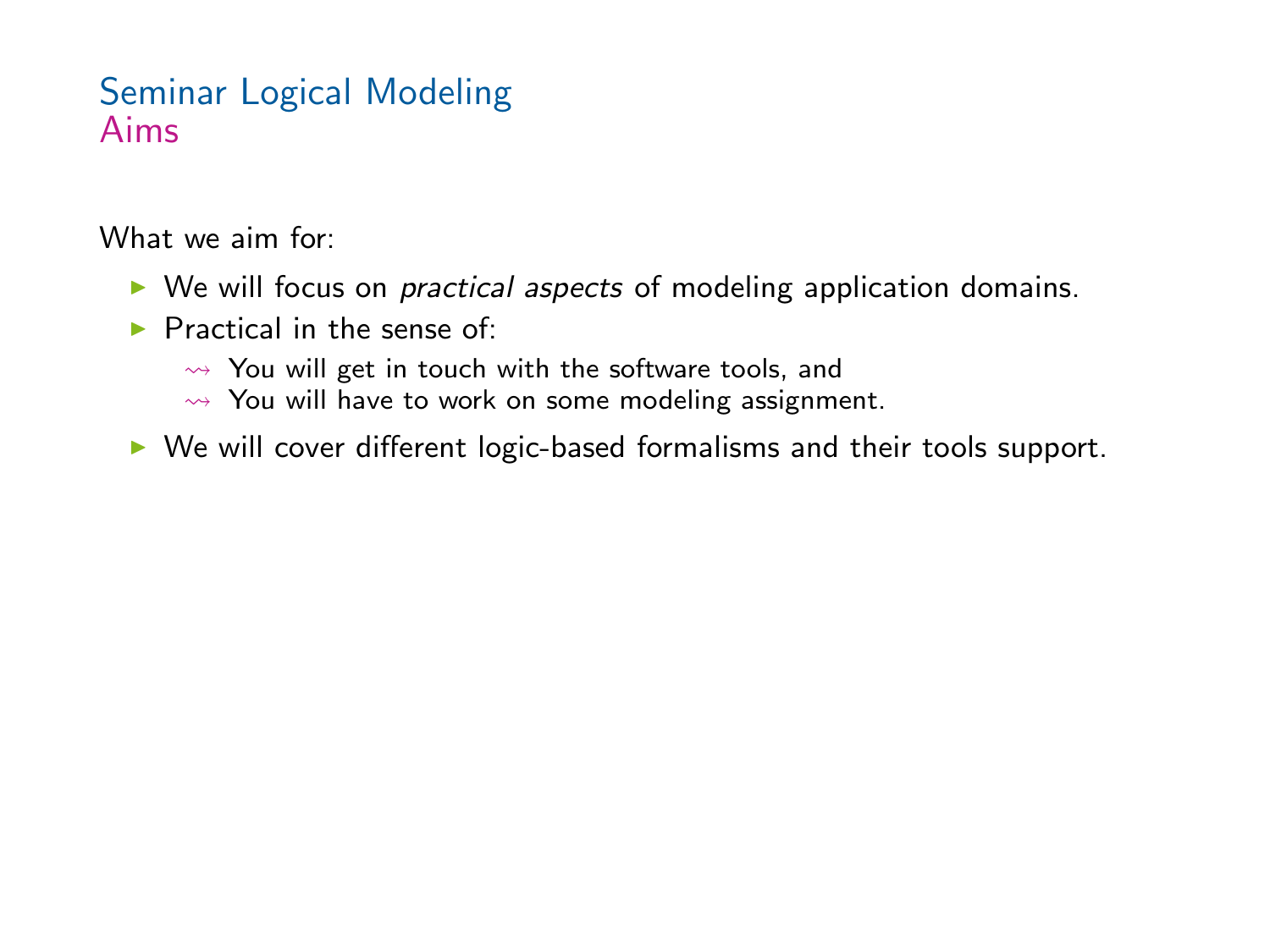# Seminar Logical Modeling
## Aims

What we aim for:

- We will focus on *practical aspects* of modeling application domains.
- Practical in the sense of:
  - $\leadsto$ You will get in touch with the software tools, and
  - $\leadsto$ You will have to work on some modeling assignment.
- We will cover different logic-based formalisms and their tools support.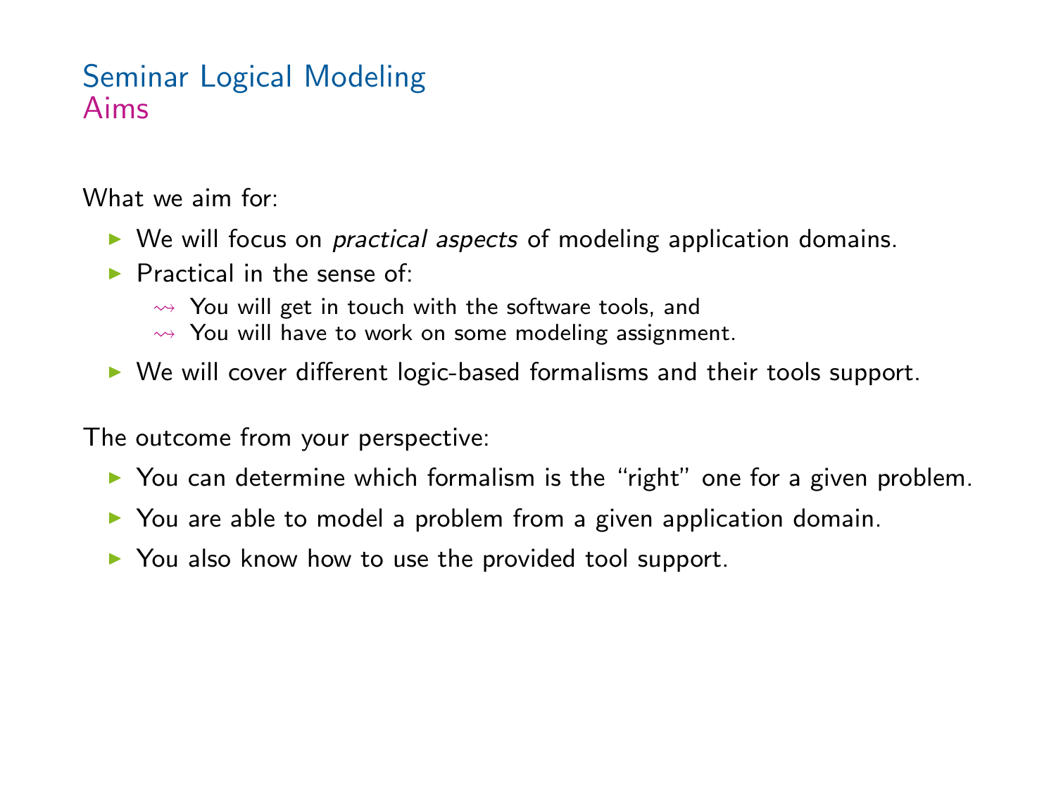# Seminar Logical Modeling
## Aims

What we aim for:

- We will focus on *practical aspects* of modeling application domains.
- Practical in the sense of:
  - ⇝ You will get in touch with the software tools, and
  - ⇝ You will have to work on some modeling assignment.
- We will cover different logic-based formalisms and their tools support.

The outcome from your perspective:

- You can determine which formalism is the "right" one for a given problem.
- You are able to model a problem from a given application domain.
- You also know how to use the provided tool support.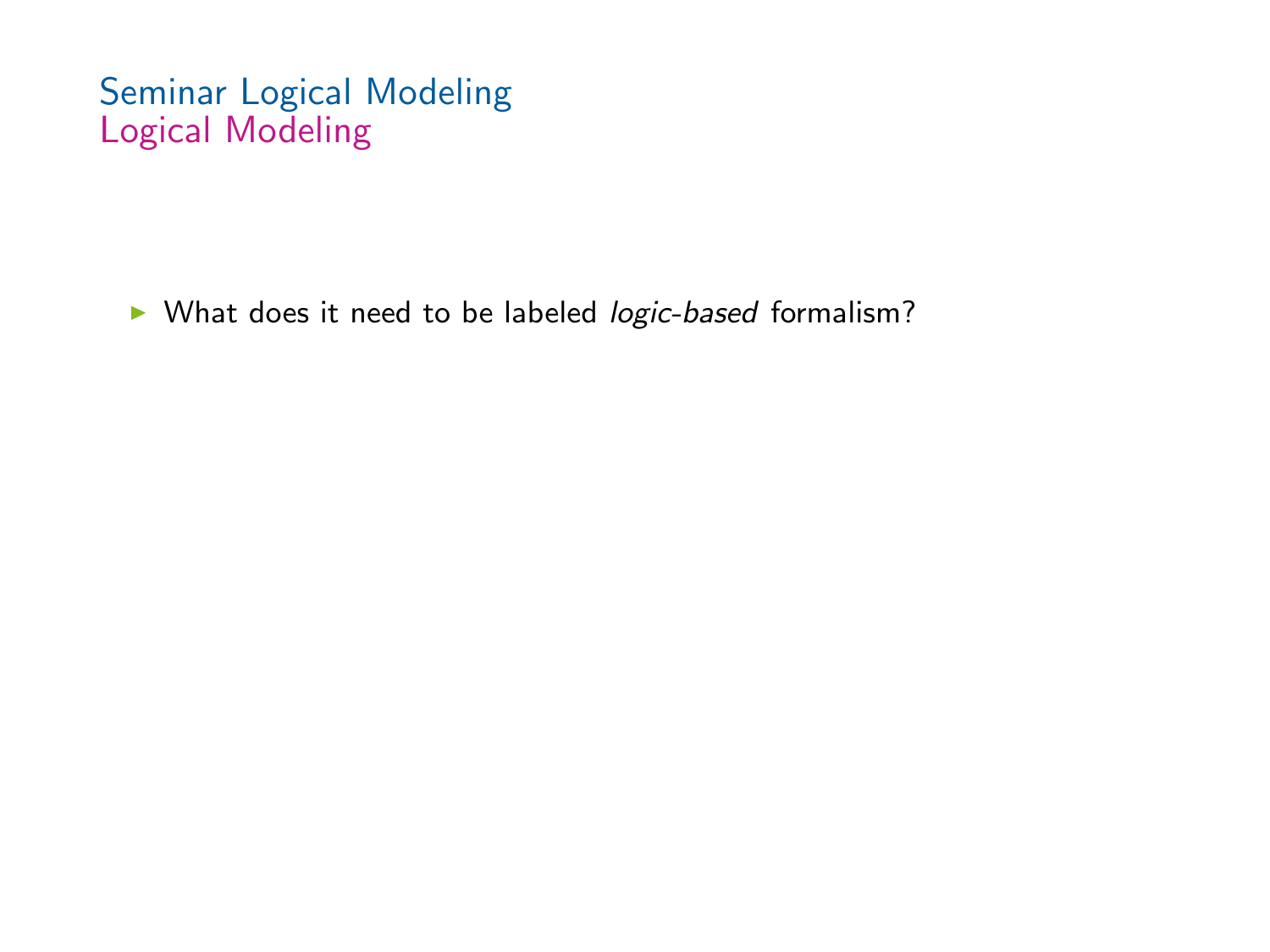# Seminar Logical Modeling

## Logical Modeling

- What does it need to be labeled *logic-based* formalism?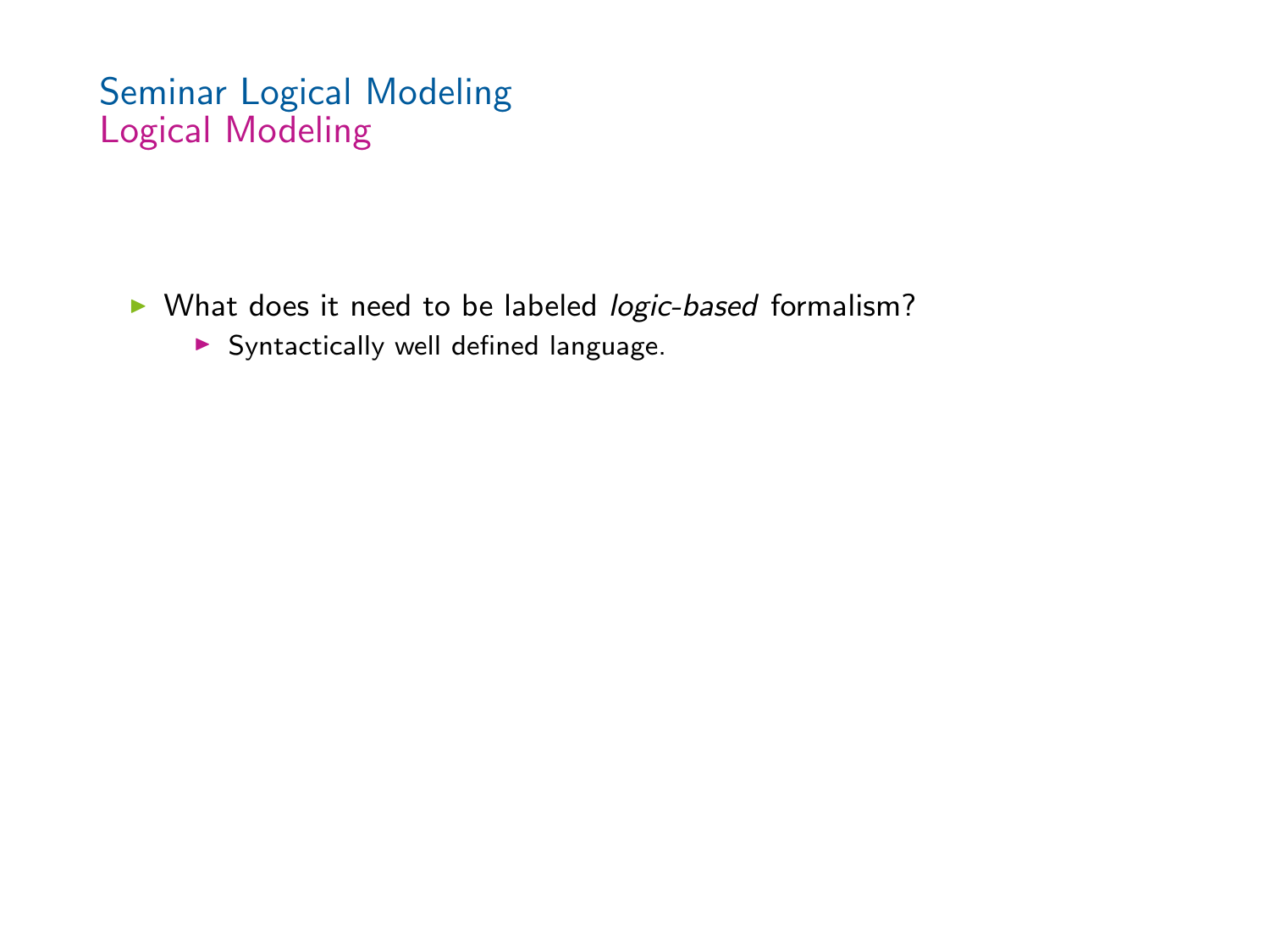# Seminar Logical Modeling
## Logical Modeling

- What does it need to be labeled *logic-based* formalism?
  - Syntactically well defined language.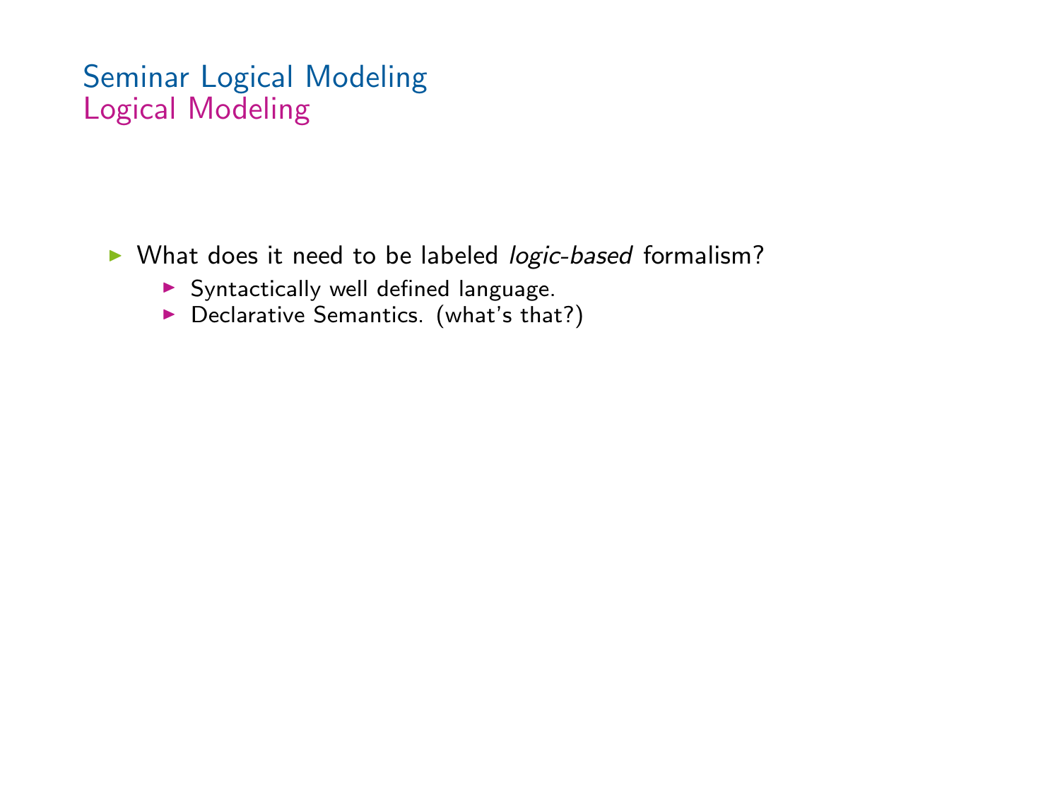# Seminar Logical Modeling
## Logical Modeling

- What does it need to be labeled *logic-based* formalism?
  - Syntactically well defined language.
  - Declarative Semantics. (what's that?)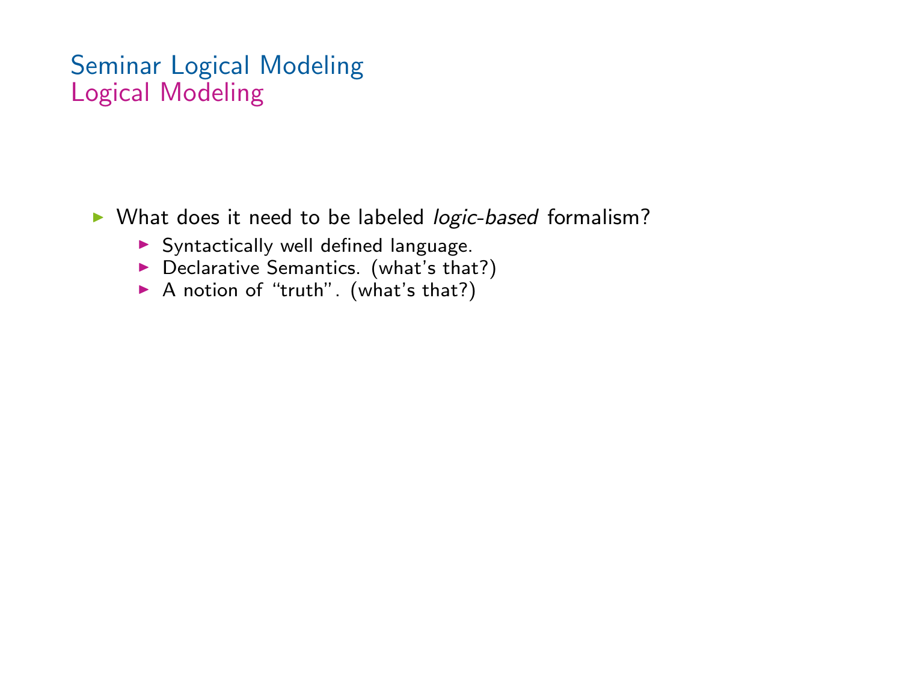# Seminar Logical Modeling
## Logical Modeling

- What does it need to be labeled *logic-based* formalism?
  - Syntactically well defined language.
  - Declarative Semantics. (what's that?)
  - A notion of "truth". (what's that?)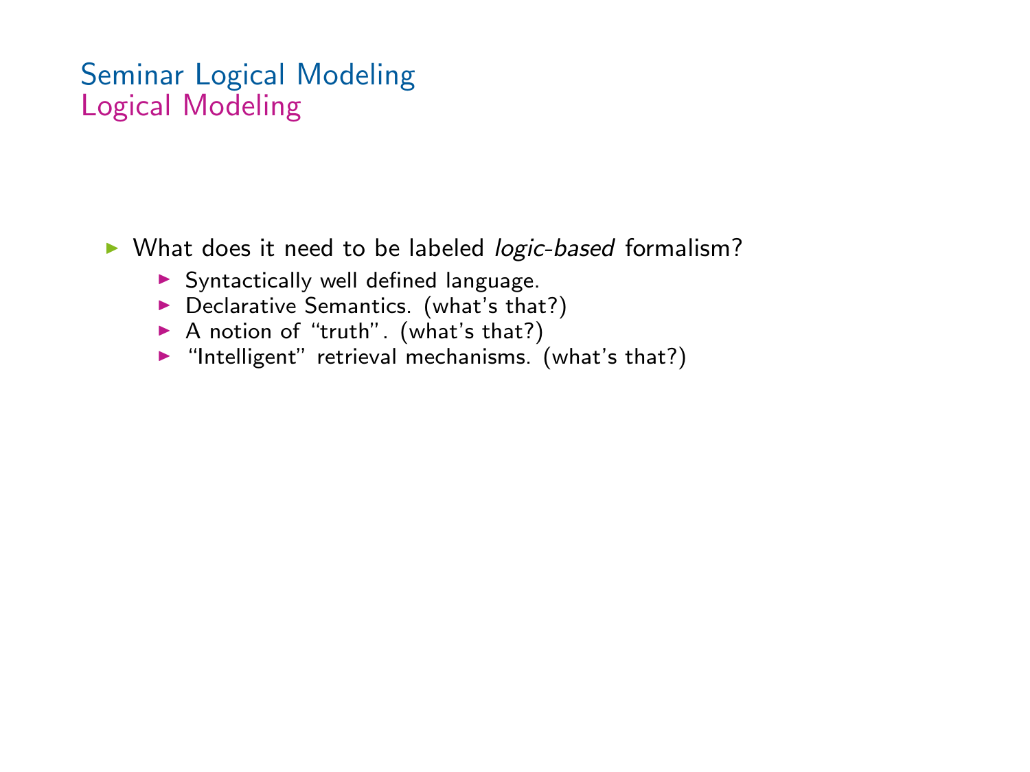# Seminar Logical Modeling
## Logical Modeling

- What does it need to be labeled *logic-based* formalism?
  - Syntactically well defined language.
  - Declarative Semantics. (what's that?)
  - A notion of "truth". (what's that?)
  - "Intelligent" retrieval mechanisms. (what's that?)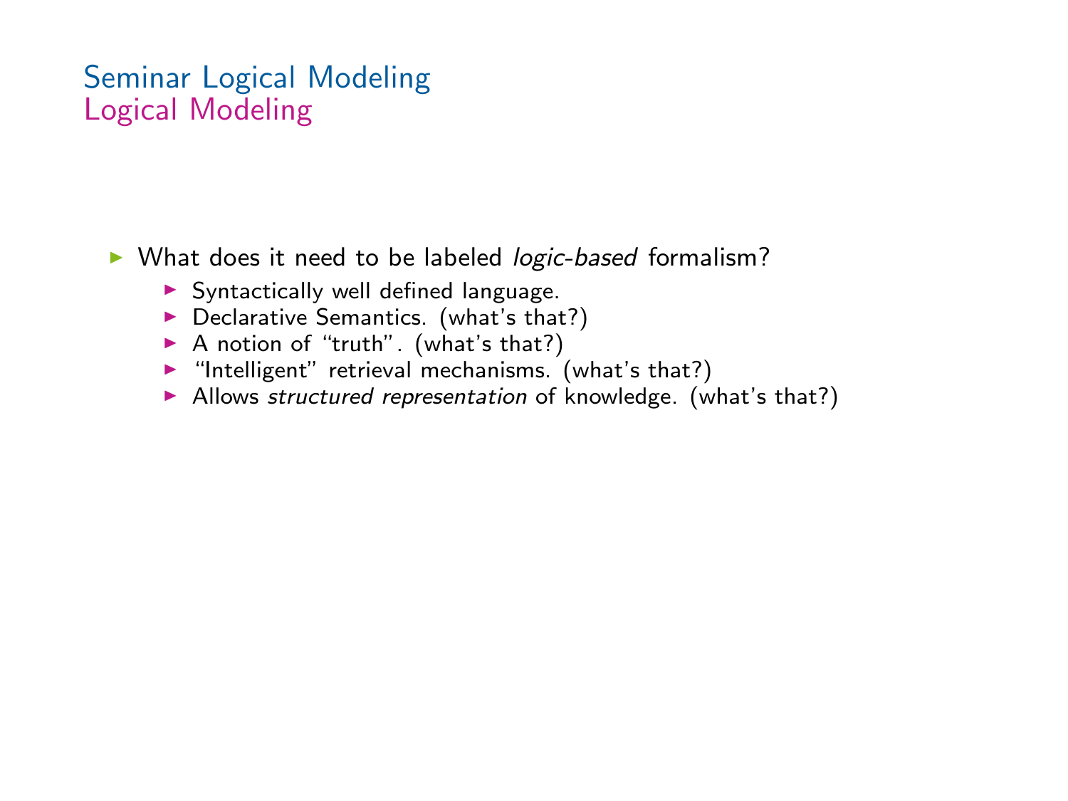# Seminar Logical Modeling
## Logical Modeling

- What does it need to be labeled *logic-based* formalism?
  - Syntactically well defined language.
  - Declarative Semantics. (what's that?)
  - A notion of "truth". (what's that?)
  - "Intelligent" retrieval mechanisms. (what's that?)
  - Allows *structured representation* of knowledge. (what's that?)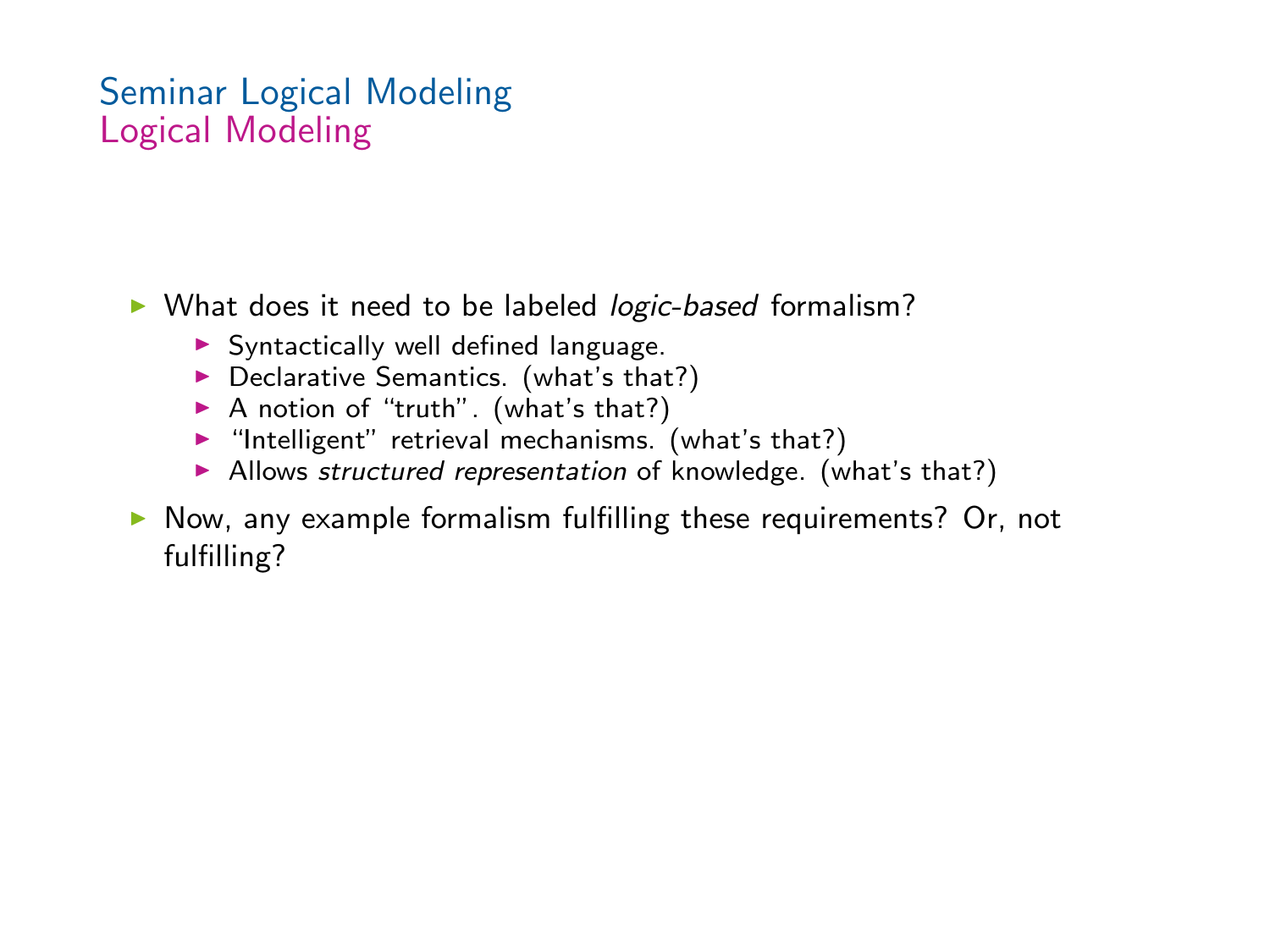# Seminar Logical Modeling
## Logical Modeling

- What does it need to be labeled *logic-based* formalism?
  - Syntactically well defined language.
  - Declarative Semantics. (what's that?)
  - A notion of "truth". (what's that?)
  - "Intelligent" retrieval mechanisms. (what's that?)
  - Allows *structured representation* of knowledge. (what's that?)
- Now, any example formalism fulfilling these requirements? Or, not fulfilling?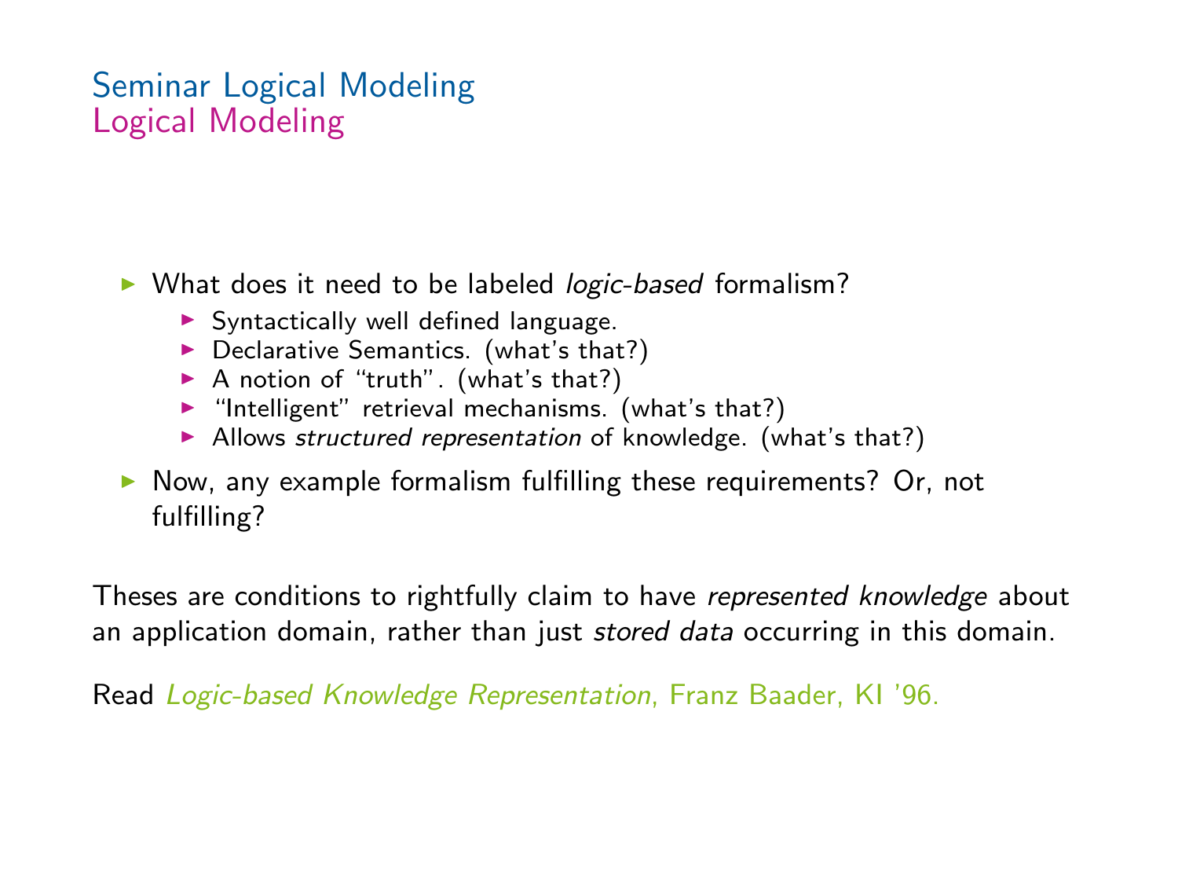# Seminar Logical Modeling
## Logical Modeling

- What does it need to be labeled *logic-based* formalism?
  - Syntactically well defined language.
  - Declarative Semantics. (what's that?)
  - A notion of "truth". (what's that?)
  - "Intelligent" retrieval mechanisms. (what's that?)
  - Allows *structured representation* of knowledge. (what's that?)
- Now, any example formalism fulfilling these requirements? Or, not fulfilling?

Theses are conditions to rightfully claim to have *represented knowledge* about an application domain, rather than just *stored data* occurring in this domain.

Read *Logic-based Knowledge Representation*, Franz Baader, KI '96.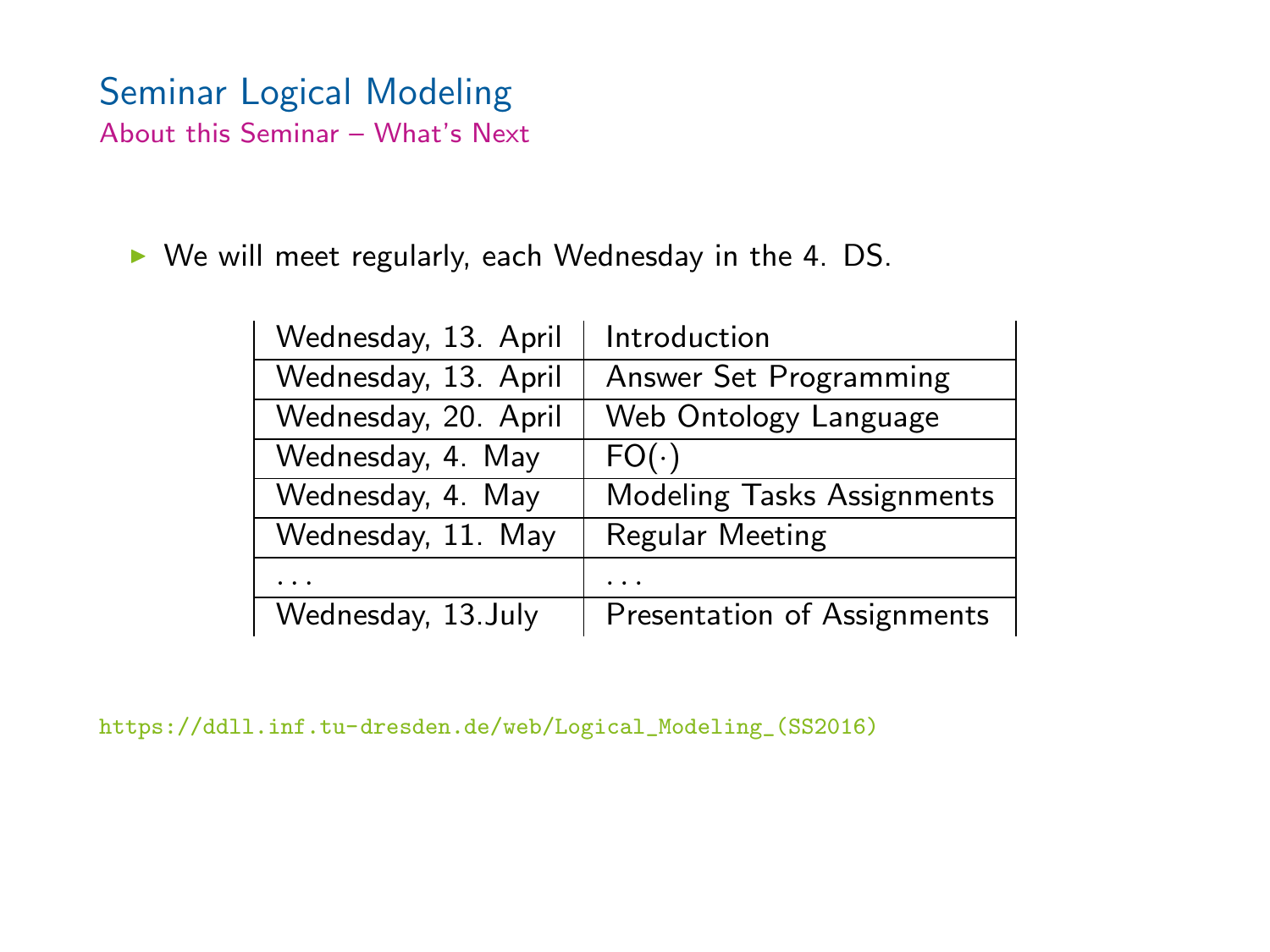# Seminar Logical Modeling

## About this Seminar – What's Next

- We will meet regularly, each Wednesday in the 4. DS.

| | |
|---|---|
| Wednesday, 13. April | Introduction |
| Wednesday, 13. April | Answer Set Programming |
| Wednesday, 20. April | Web Ontology Language |
| Wednesday, 4. May | FO($\cdot$) |
| Wednesday, 4. May | Modeling Tasks Assignments |
| Wednesday, 11. May | Regular Meeting |
| ... | ... |
| Wednesday, 13.July | Presentation of Assignments |

https://ddll.inf.tu-dresden.de/web/Logical_Modeling_(SS2016)